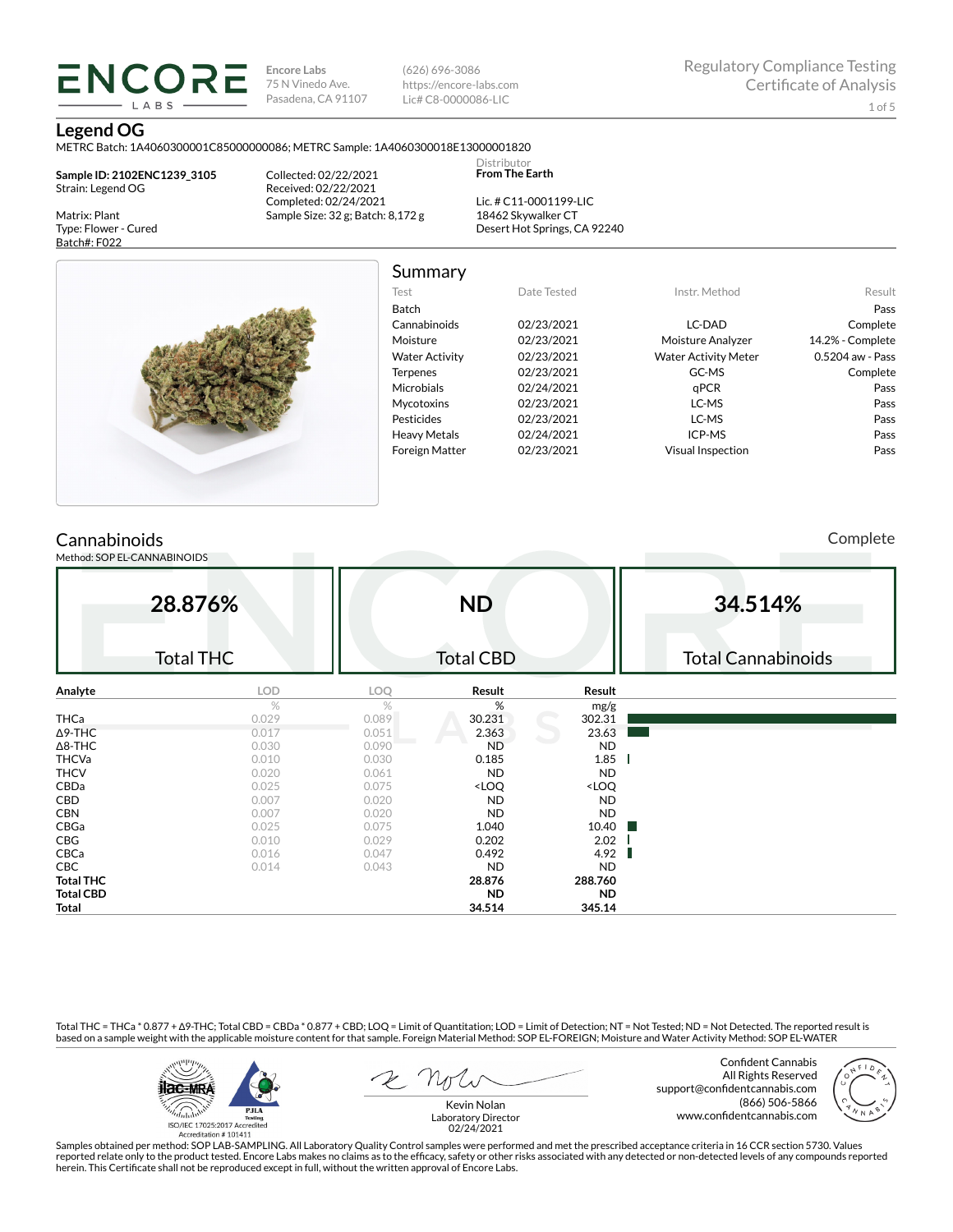# ENCORE LABS

**Encore Labs**
75 N Vinedo Ave.
Pasadena, CA 91107

(626) 696-3086
https://encore-labs.com
Lic# C8-0000086-LIC

Regulatory Compliance Testing
Certificate of Analysis

## Legend OG

METRC Batch: 1A4060300001C85000000086; METRC Sample: 1A4060300018E13000001820

**Sample ID: 2102ENC1239_3105**
Strain: Legend OG

Matrix: Plant
Type: Flower - Cured
Batch#: F022

Collected: 02/22/2021
Received: 02/22/2021
Completed: 02/24/2021
Sample Size: 32 g; Batch: 8,172 g

Distributor
**From The Earth**

Lic. # C11-0001199-LIC
18462 Skywalker CT
Desert Hot Springs, CA 92240

## Summary

| Test | Date Tested | Instr. Method | Result |
|---|---|---|---|
| Batch | | | Pass |
| Cannabinoids | 02/23/2021 | LC-DAD | Complete |
| Moisture | 02/23/2021 | Moisture Analyzer | 14.2% - Complete |
| Water Activity | 02/23/2021 | Water Activity Meter | 0.5204 aw - Pass |
| Terpenes | 02/23/2021 | GC-MS | Complete |
| Microbials | 02/24/2021 | qPCR | Pass |
| Mycotoxins | 02/23/2021 | LC-MS | Pass |
| Pesticides | 02/23/2021 | LC-MS | Pass |
| Heavy Metals | 02/24/2021 | ICP-MS | Pass |
| Foreign Matter | 02/23/2021 | Visual Inspection | Pass |

## Cannabinoids

Complete

Method: SOP EL-CANNABINOIDS

| 28.876% | ND | 34.514% |
|---|---|---|
| Total THC | Total CBD | Total Cannabinoids |

| Analyte | LOD | LOQ | Result | Result |
|---|---|---|---|---|
| | % | % | % | mg/g |
| THCa | 0.029 | 0.089 | 30.231 | 302.31 |
| Δ9-THC | 0.017 | 0.051 | 2.363 | 23.63 |
| Δ8-THC | 0.030 | 0.090 | ND | ND |
| THCVa | 0.010 | 0.030 | 0.185 | 1.85 |
| THCV | 0.020 | 0.061 | ND | ND |
| CBDa | 0.025 | 0.075 | <LOQ | <LOQ |
| CBD | 0.007 | 0.020 | ND | ND |
| CBN | 0.007 | 0.020 | ND | ND |
| CBGa | 0.025 | 0.075 | 1.040 | 10.40 |
| CBG | 0.010 | 0.029 | 0.202 | 2.02 |
| CBCa | 0.016 | 0.047 | 0.492 | 4.92 |
| CBC | 0.014 | 0.043 | ND | ND |
| **Total THC** | | | **28.876** | **288.760** |
| **Total CBD** | | | **ND** | **ND** |
| **Total** | | | **34.514** | **345.14** |

Total THC = THCa * 0.877 + Δ9-THC; Total CBD = CBDa * 0.877 + CBD; LOQ = Limit of Quantitation; LOD = Limit of Detection; NT = Not Tested; ND = Not Detected. The reported result is based on a sample weight with the applicable moisture content for that sample. Foreign Material Method: SOP EL-FOREIGN; Moisture and Water Activity Method: SOP EL-WATER

ISO/IEC 17025:2017 Accredited
Accreditation # 101411

Kevin Nolan
Laboratory Director
02/24/2021

Confident Cannabis
All Rights Reserved
support@confidentcannabis.com
(866) 506-5866
www.confidentcannabis.com

Samples obtained per method: SOP LAB-SAMPLING. All Laboratory Quality Control samples were performed and met the prescribed acceptance criteria in 16 CCR section 5730. Values reported relate only to the product tested. Encore Labs makes no claims as to the efficacy, safety or other risks associated with any detected or non-detected levels of any compounds reported herein. This Certificate shall not be reproduced except in full, without the written approval of Encore Labs.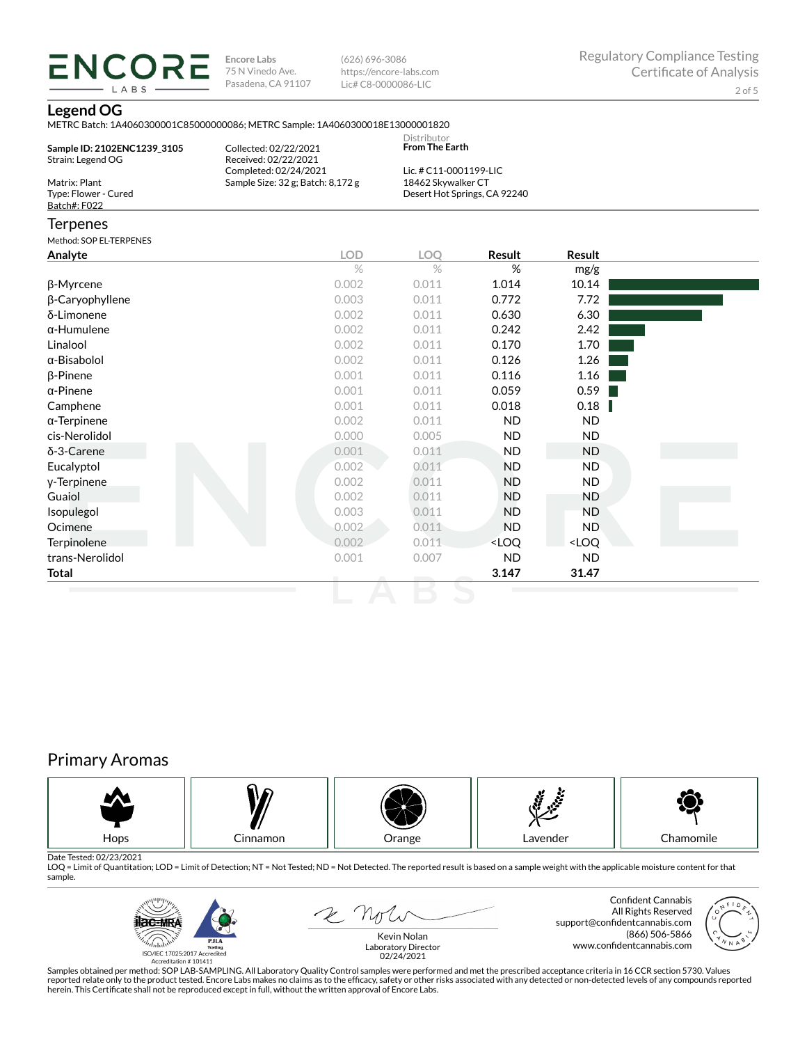**Encore Labs**
75 N Vinedo Ave.
Pasadena, CA 91107

(626) 696-3086
https://encore-labs.com
Lic# C8-0000086-LIC

Regulatory Compliance Testing
Certificate of Analysis

# Legend OG

METRC Batch: 1A4060300001C85000000086; METRC Sample: 1A4060300018E13000001820

**Sample ID: 2102ENC1239_3105**
Strain: Legend OG

Matrix: Plant
Type: Flower - Cured
Batch#: F022

Collected: 02/22/2021
Received: 02/22/2021
Completed: 02/24/2021
Sample Size: 32 g; Batch: 8,172 g

Distributor
**From The Earth**

Lic. # C11-0001199-LIC
18462 Skywalker CT
Desert Hot Springs, CA 92240

## Terpenes

Method: SOP EL-TERPENES

| Analyte | LOD | LOQ | Result | Result |
|---|---|---|---|---|
| | % | % | % | mg/g |
| β-Myrcene | 0.002 | 0.011 | 1.014 | 10.14 |
| β-Caryophyllene | 0.003 | 0.011 | 0.772 | 7.72 |
| δ-Limonene | 0.002 | 0.011 | 0.630 | 6.30 |
| α-Humulene | 0.002 | 0.011 | 0.242 | 2.42 |
| Linalool | 0.002 | 0.011 | 0.170 | 1.70 |
| α-Bisabolol | 0.002 | 0.011 | 0.126 | 1.26 |
| β-Pinene | 0.001 | 0.011 | 0.116 | 1.16 |
| α-Pinene | 0.001 | 0.011 | 0.059 | 0.59 |
| Camphene | 0.001 | 0.011 | 0.018 | 0.18 |
| α-Terpinene | 0.002 | 0.011 | ND | ND |
| cis-Nerolidol | 0.000 | 0.005 | ND | ND |
| δ-3-Carene | 0.001 | 0.011 | ND | ND |
| Eucalyptol | 0.002 | 0.011 | ND | ND |
| γ-Terpinene | 0.002 | 0.011 | ND | ND |
| Guaiol | 0.002 | 0.011 | ND | ND |
| Isopulegol | 0.003 | 0.011 | ND | ND |
| Ocimene | 0.002 | 0.011 | ND | ND |
| Terpinolene | 0.002 | 0.011 | <LOQ | <LOQ |
| trans-Nerolidol | 0.001 | 0.007 | ND | ND |
| **Total** | | | **3.147** | **31.47** |

## Primary Aromas

Hops | Cinnamon | Orange | Lavender | Chamomile

Date Tested: 02/23/2021
LOQ = Limit of Quantitation; LOD = Limit of Detection; NT = Not Tested; ND = Not Detected. The reported result is based on a sample weight with the applicable moisture content for that sample.

ISO/IEC 17025:2017 Accredited
Accreditation # 101411

Kevin Nolan
Laboratory Director
02/24/2021

Confident Cannabis
All Rights Reserved
support@confidentcannabis.com
(866) 506-5866
www.confidentcannabis.com

Samples obtained per method: SOP LAB-SAMPLING. All Laboratory Quality Control samples were performed and met the prescribed acceptance criteria in 16 CCR section 5730. Values reported relate only to the product tested. Encore Labs makes no claims as to the efficacy, safety or other risks associated with any detected or non-detected levels of any compounds reported herein. This Certificate shall not be reproduced except in full, without the written approval of Encore Labs.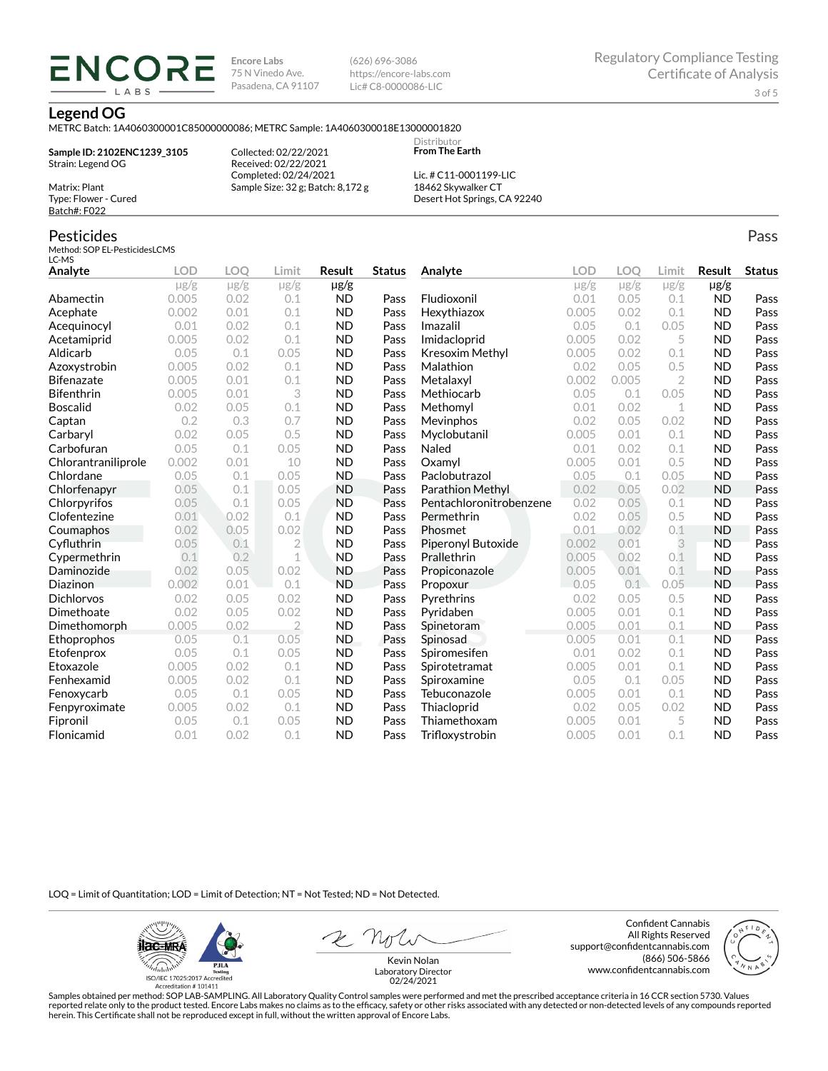**Encore Labs**
75 N Vinedo Ave.
Pasadena, CA 91107

(626) 696-3086
https://encore-labs.com
Lic# C8-0000086-LIC

Regulatory Compliance Testing
Certificate of Analysis

# Legend OG

METRC Batch: 1A4060300001C85000000086; METRC Sample: 1A4060300018E13000001820

**Sample ID: 2102ENC1239_3105**
Strain: Legend OG

Matrix: Plant
Type: Flower - Cured
Batch#: F022

Collected: 02/22/2021
Received: 02/22/2021
Completed: 02/24/2021
Sample Size: 32 g; Batch: 8,172 g

Distributor
**From The Earth**

Lic. # C11-0001199-LIC
18462 Skywalker CT
Desert Hot Springs, CA 92240

## Pesticides

Pass

Method: SOP EL-PesticidesLCMS
LC-MS

| Analyte | LOD | LOQ | Limit | Result | Status |
|---|---|---|---|---|---|
| | µg/g | µg/g | µg/g | µg/g | |
| Abamectin | 0.005 | 0.02 | 0.1 | ND | Pass |
| Acephate | 0.002 | 0.01 | 0.1 | ND | Pass |
| Acequinocyl | 0.01 | 0.02 | 0.1 | ND | Pass |
| Acetamiprid | 0.005 | 0.02 | 0.1 | ND | Pass |
| Aldicarb | 0.05 | 0.1 | 0.05 | ND | Pass |
| Azoxystrobin | 0.005 | 0.02 | 0.1 | ND | Pass |
| Bifenazate | 0.005 | 0.01 | 0.1 | ND | Pass |
| Bifenthrin | 0.005 | 0.01 | 3 | ND | Pass |
| Boscalid | 0.02 | 0.05 | 0.1 | ND | Pass |
| Captan | 0.2 | 0.3 | 0.7 | ND | Pass |
| Carbaryl | 0.02 | 0.05 | 0.5 | ND | Pass |
| Carbofuran | 0.05 | 0.1 | 0.05 | ND | Pass |
| Chlorantraniliprole | 0.002 | 0.01 | 10 | ND | Pass |
| Chlordane | 0.05 | 0.1 | 0.05 | ND | Pass |
| Chlorfenapyr | 0.05 | 0.1 | 0.05 | ND | Pass |
| Chlorpyrifos | 0.05 | 0.1 | 0.05 | ND | Pass |
| Clofentezine | 0.01 | 0.02 | 0.1 | ND | Pass |
| Coumaphos | 0.02 | 0.05 | 0.02 | ND | Pass |
| Cyfluthrin | 0.05 | 0.1 | 2 | ND | Pass |
| Cypermethrin | 0.1 | 0.2 | 1 | ND | Pass |
| Daminozide | 0.02 | 0.05 | 0.02 | ND | Pass |
| Diazinon | 0.002 | 0.01 | 0.1 | ND | Pass |
| Dichlorvos | 0.02 | 0.05 | 0.02 | ND | Pass |
| Dimethoate | 0.02 | 0.05 | 0.02 | ND | Pass |
| Dimethomorph | 0.005 | 0.02 | 2 | ND | Pass |
| Ethoprophos | 0.05 | 0.1 | 0.05 | ND | Pass |
| Etofenprox | 0.05 | 0.1 | 0.05 | ND | Pass |
| Etoxazole | 0.005 | 0.02 | 0.1 | ND | Pass |
| Fenhexamid | 0.005 | 0.02 | 0.1 | ND | Pass |
| Fenoxycarb | 0.05 | 0.1 | 0.05 | ND | Pass |
| Fenpyroximate | 0.005 | 0.02 | 0.1 | ND | Pass |
| Fipronil | 0.05 | 0.1 | 0.05 | ND | Pass |
| Flonicamid | 0.01 | 0.02 | 0.1 | ND | Pass |
| Fludioxonil | 0.01 | 0.05 | 0.1 | ND | Pass |
| Hexythiazox | 0.005 | 0.02 | 0.1 | ND | Pass |
| Imazalil | 0.05 | 0.1 | 0.05 | ND | Pass |
| Imidacloprid | 0.005 | 0.02 | 5 | ND | Pass |
| Kresoxim Methyl | 0.005 | 0.02 | 0.1 | ND | Pass |
| Malathion | 0.02 | 0.05 | 0.5 | ND | Pass |
| Metalaxyl | 0.002 | 0.005 | 2 | ND | Pass |
| Methiocarb | 0.05 | 0.1 | 0.05 | ND | Pass |
| Methomyl | 0.01 | 0.02 | 1 | ND | Pass |
| Mevinphos | 0.02 | 0.05 | 0.02 | ND | Pass |
| Myclobutanil | 0.005 | 0.01 | 0.1 | ND | Pass |
| Naled | 0.01 | 0.02 | 0.1 | ND | Pass |
| Oxamyl | 0.005 | 0.01 | 0.5 | ND | Pass |
| Paclobutrazol | 0.05 | 0.1 | 0.05 | ND | Pass |
| Parathion Methyl | 0.02 | 0.05 | 0.02 | ND | Pass |
| Pentachloronitrobenzene | 0.02 | 0.05 | 0.1 | ND | Pass |
| Permethrin | 0.02 | 0.05 | 0.5 | ND | Pass |
| Phosmet | 0.01 | 0.02 | 0.1 | ND | Pass |
| Piperonyl Butoxide | 0.002 | 0.01 | 3 | ND | Pass |
| Prallethrin | 0.005 | 0.02 | 0.1 | ND | Pass |
| Propiconazole | 0.005 | 0.01 | 0.1 | ND | Pass |
| Propoxur | 0.05 | 0.1 | 0.05 | ND | Pass |
| Pyrethrins | 0.02 | 0.05 | 0.5 | ND | Pass |
| Pyridaben | 0.005 | 0.01 | 0.1 | ND | Pass |
| Spinetoram | 0.005 | 0.01 | 0.1 | ND | Pass |
| Spinosad | 0.005 | 0.01 | 0.1 | ND | Pass |
| Spiromesifen | 0.01 | 0.02 | 0.1 | ND | Pass |
| Spirotetramat | 0.005 | 0.01 | 0.1 | ND | Pass |
| Spiroxamine | 0.05 | 0.1 | 0.05 | ND | Pass |
| Tebuconazole | 0.005 | 0.01 | 0.1 | ND | Pass |
| Thiacloprid | 0.02 | 0.05 | 0.02 | ND | Pass |
| Thiamethoxam | 0.005 | 0.01 | 5 | ND | Pass |
| Trifloxystrobin | 0.005 | 0.01 | 0.1 | ND | Pass |

LOQ = Limit of Quantitation; LOD = Limit of Detection; NT = Not Tested; ND = Not Detected.

ISO/IEC 17025:2017 Accredited
Accreditation # 101411

Kevin Nolan
Laboratory Director
02/24/2021

Confident Cannabis
All Rights Reserved
support@confidentcannabis.com
(866) 506-5866
www.confidentcannabis.com

Samples obtained per method: SOP LAB-SAMPLING. All Laboratory Quality Control samples were performed and met the prescribed acceptance criteria in 16 CCR section 5730. Values reported relate only to the product tested. Encore Labs makes no claims as to the efficacy, safety or other risks associated with any detected or non-detected levels of any compounds reported herein. This Certificate shall not be reproduced except in full, without the written approval of Encore Labs.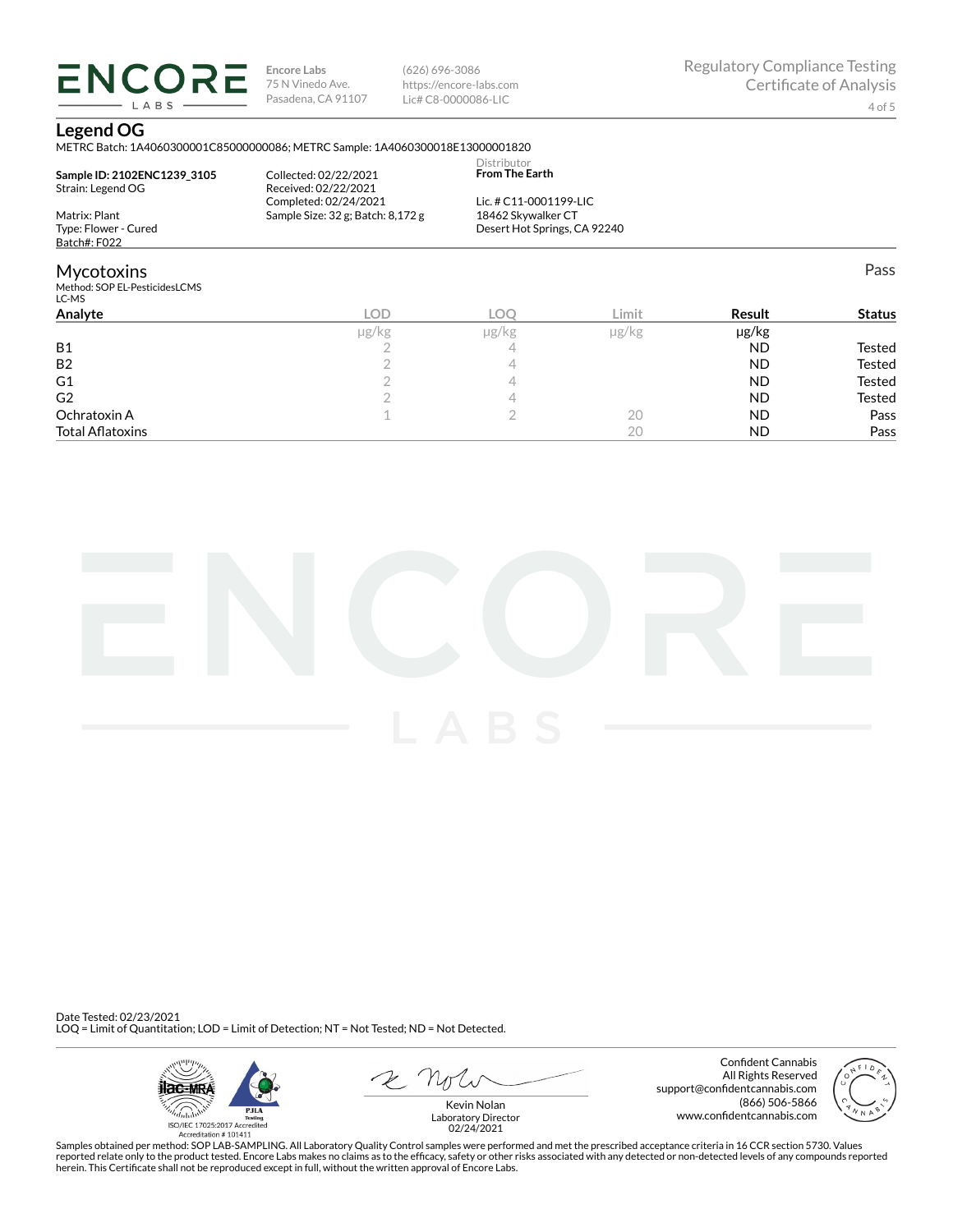Encore Labs
75 N Vinedo Ave.
Pasadena, CA 91107

(626) 696-3086
https://encore-labs.com
Lic# C8-0000086-LIC

Regulatory Compliance Testing
Certificate of Analysis

## Legend OG

METRC Batch: 1A4060300001C85000000086; METRC Sample: 1A4060300018E13000001820

**Sample ID: 2102ENC1239_3105**
Strain: Legend OG

Matrix: Plant
Type: Flower - Cured
Batch#: F022

Collected: 02/22/2021
Received: 02/22/2021
Completed: 02/24/2021
Sample Size: 32 g; Batch: 8,172 g

Distributor
**From The Earth**

Lic. # C11-0001199-LIC
18462 Skywalker CT
Desert Hot Springs, CA 92240

## Mycotoxins

Pass

Method: SOP EL-PesticidesLCMS
LC-MS

| Analyte | LOD | LOQ | Limit | Result | Status |
|---|---|---|---|---|---|
| | µg/kg | µg/kg | µg/kg | µg/kg | |
| B1 | 2 | 4 | | ND | Tested |
| B2 | 2 | 4 | | ND | Tested |
| G1 | 2 | 4 | | ND | Tested |
| G2 | 2 | 4 | | ND | Tested |
| Ochratoxin A | 1 | 2 | 20 | ND | Pass |
| Total Aflatoxins | | | 20 | ND | Pass |

Date Tested: 02/23/2021
LOQ = Limit of Quantitation; LOD = Limit of Detection; NT = Not Tested; ND = Not Detected.

ISO/IEC 17025:2017 Accredited
Accreditation # 101411

Kevin Nolan
Laboratory Director
02/24/2021

Confident Cannabis
All Rights Reserved
support@confidentcannabis.com
(866) 506-5866
www.confidentcannabis.com

Samples obtained per method: SOP LAB-SAMPLING. All Laboratory Quality Control samples were performed and met the prescribed acceptance criteria in 16 CCR section 5730. Values reported relate only to the product tested. Encore Labs makes no claims as to the efficacy, safety or other risks associated with any detected or non-detected levels of any compounds reported herein. This Certificate shall not be reproduced except in full, without the written approval of Encore Labs.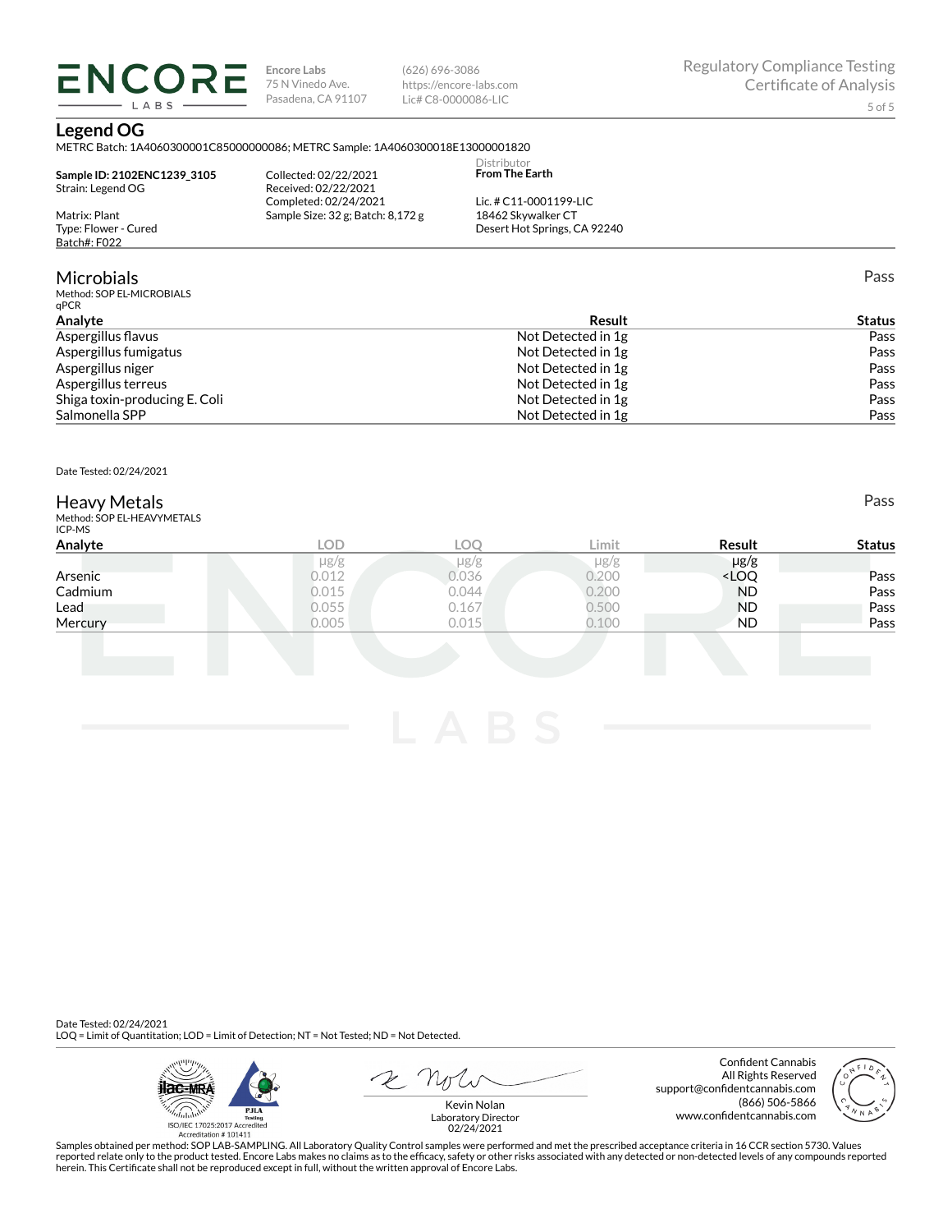**Encore Labs**
75 N Vinedo Ave.
Pasadena, CA 91107

(626) 696-3086
https://encore-labs.com
Lic# C8-0000086-LIC

Regulatory Compliance Testing
Certificate of Analysis

# Legend OG

METRC Batch: 1A4060300001C85000000086; METRC Sample: 1A4060300018E13000001820

**Sample ID: 2102ENC1239_3105**
Strain: Legend OG

Matrix: Plant
Type: Flower - Cured
Batch#: F022

Collected: 02/22/2021
Received: 02/22/2021
Completed: 02/24/2021
Sample Size: 32 g; Batch: 8,172 g

Distributor
**From The Earth**

Lic. # C11-0001199-LIC
18462 Skywalker CT
Desert Hot Springs, CA 92240

## Microbials

Pass

Method: SOP EL-MICROBIALS
qPCR

| Analyte | Result | Status |
|---|---|---|
| Aspergillus flavus | Not Detected in 1g | Pass |
| Aspergillus fumigatus | Not Detected in 1g | Pass |
| Aspergillus niger | Not Detected in 1g | Pass |
| Aspergillus terreus | Not Detected in 1g | Pass |
| Shiga toxin-producing E. Coli | Not Detected in 1g | Pass |
| Salmonella SPP | Not Detected in 1g | Pass |

Date Tested: 02/24/2021

## Heavy Metals

Pass

Method: SOP EL-HEAVYMETALS
ICP-MS

| Analyte | LOD | LOQ | Limit | Result | Status |
|---|---|---|---|---|---|
| | μg/g | μg/g | μg/g | μg/g | |
| Arsenic | 0.012 | 0.036 | 0.200 | <LOQ | Pass |
| Cadmium | 0.015 | 0.044 | 0.200 | ND | Pass |
| Lead | 0.055 | 0.167 | 0.500 | ND | Pass |
| Mercury | 0.005 | 0.015 | 0.100 | ND | Pass |

Date Tested: 02/24/2021
LOQ = Limit of Quantitation; LOD = Limit of Detection; NT = Not Tested; ND = Not Detected.

ISO/IEC 17025:2017 Accredited
Accreditation # 101411

Kevin Nolan
Laboratory Director
02/24/2021

Confident Cannabis
All Rights Reserved
support@confidentcannabis.com
(866) 506-5866
www.confidentcannabis.com

Samples obtained per method: SOP LAB-SAMPLING. All Laboratory Quality Control samples were performed and met the prescribed acceptance criteria in 16 CCR section 5730. Values reported relate only to the product tested. Encore Labs makes no claims as to the efficacy, safety or other risks associated with any detected or non-detected levels of any compounds reported herein. This Certificate shall not be reproduced except in full, without the written approval of Encore Labs.